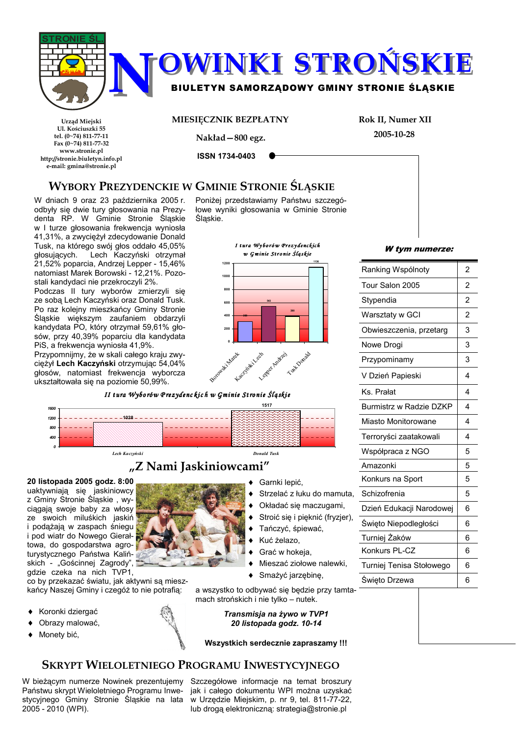# NOWINKI STROŃSKIE

**BIULETYN SAMORZĄDOWY GMINY STRONIE ŚLĄSKIE**

STRONIE ŚL.

Urząd Miejski
Ul. Kościuszki 55
tel. (0~74) 811-77-11
Fax (0~74) 811-77-32
www.stronie.pl
http://stronie.biuletyn.info.pl
e-mail: gmina@stronie.pl

MIESIĘCZNIK BEZPŁATNY

Nakład—800 egz.

ISSN 1734-0403

Rok II, Numer XII

2005-10-28

## WYBORY PREZYDENCKIE W GMINIE STRONIE ŚLĄSKIE

W dniach 9 oraz 23 października 2005 r. odbyły się dwie tury głosowania na Prezydenta RP. W Gminie Stronie Śląskie w I turze głosowania frekwencja wyniosła 41,31%, a zwyciężył zdecydowanie Donald Tusk, na którego swój głos oddało 45,05% głosujących. Lech Kaczyński otrzymał 21,52% poparcia, Andrzej Lepper - 15,46% natomiast Marek Borowski - 12,21%. Pozostali kandydaci nie przekroczyli 2%.

Podczas II tury wyborów zmierzyli się ze sobą Lech Kaczyński oraz Donald Tusk. Po raz kolejny mieszkańcy Gminy Stronie Śląskie większym zaufaniem obdarzyli kandydata PO, który otrzymał 59,61% głosów, przy 40,39% poparciu dla kandydata PiS, a frekwencja wyniosła 41,9%.

Przypomnijmy, że w skali całego kraju zwyciężył **Lech Kaczyński** otrzymując 54,04% głosów, natomiast frekwencja wyborcza ukształtowała się na poziomie 50,99%.

Poniżej przedstawiamy Państwu szczegółowe wyniki głosowania w Gminie Stronie Śląskie.

*I tura Wyborów Prezydenckich w Gminie Stronie Śląskie*

1200
1000
800
600
400
200
0

309
543
390
1136

Borowski Marek
Kaczyński Lech
Lepper Andrzej
Tusk Donald

*II tura Wyborów Prezydenckich w Gminie Stronie Śląskie*

1600
1200
800
400
0

1028
1517

Lech Kaczyński
Donald Tusk

**W tym numerze:**

| | |
|---|---|
| Ranking Wspólnoty | 2 |
| Tour Salon 2005 | 2 |
| Stypendia | 2 |
| Warsztaty w GCI | 2 |
| Obwieszczenia, przetarg | 3 |
| Nowe Drogi | 3 |
| Przypominamy | 3 |
| V Dzień Papieski | 4 |
| Ks. Prałat | 4 |
| Burmistrz w Radzie DZKP | 4 |
| Miasto Monitorowane | 4 |
| Terroryści zaatakowali | 4 |
| Współpraca z NGO | 5 |
| Amazonki | 5 |
| Konkurs na Sport | 5 |
| Schizofrenia | 5 |
| Dzień Edukacji Narodowej | 6 |
| Święto Niepodległości | 6 |
| Turniej Żaków | 6 |
| Konkurs PL-CZ | 6 |
| Turniej Tenisa Stołowego | 6 |
| Święto Drzewa | 6 |

## „Z Nami Jaskiniowcami"

**20 listopada 2005 godz. 8:00** uaktywniają się jaskiniowcy z Gminy Stronie Śląskie, wyciągają swoje baby za włosy ze swoich miluśkich jaskiń i podążają w zaspach śniegu i pod wiatr do Nowego Gierałtowa, do gospodarstwa agroturystycznego Państwa Kalińskich - „Gościnnej Zagrody", gdzie czeka na nich TVP1, co by przekazać światu, jak aktywni są mieszkańcy Naszej Gminy i czegóż to nie potrafią:

- Koronki dziergać,
- Obrazy malować,
- Monety bić,
- Garnki lepić,
- Strzelać z łuku do mamuta,
- Okładać się maczugami,
- Stroić się i pięknić (fryzjer),
- Tańczyć, śpiewać,
- Kuć żelazo,
- Grać w hokeja,
- Mieszać ziołowe nalewki,
- Smażyć jarzębinę,

a wszystko to odbywać się będzie przy tamtamach strońskich i nie tylko – nutek.

***Transmisja na żywo w TVP1***
***20 listopada godz. 10-14***

**Wszystkich serdecznie zapraszamy !!!**

## SKRYPT WIELOLETNIEGO PROGRAMU INWESTYCYJNEGO

W bieżącym numerze Nowinek prezentujemy Państwu skrypt Wieloletniego Programu Inwestycyjnego Gminy Stronie Śląskie na lata 2005 - 2010 (WPI).

Szczegółowe informacje na temat broszury jak i całego dokumentu WPI można uzyskać w Urzędzie Miejskim, p. nr 9, tel. 811-77-22, lub drogą elektroniczną: strategia@stronie.pl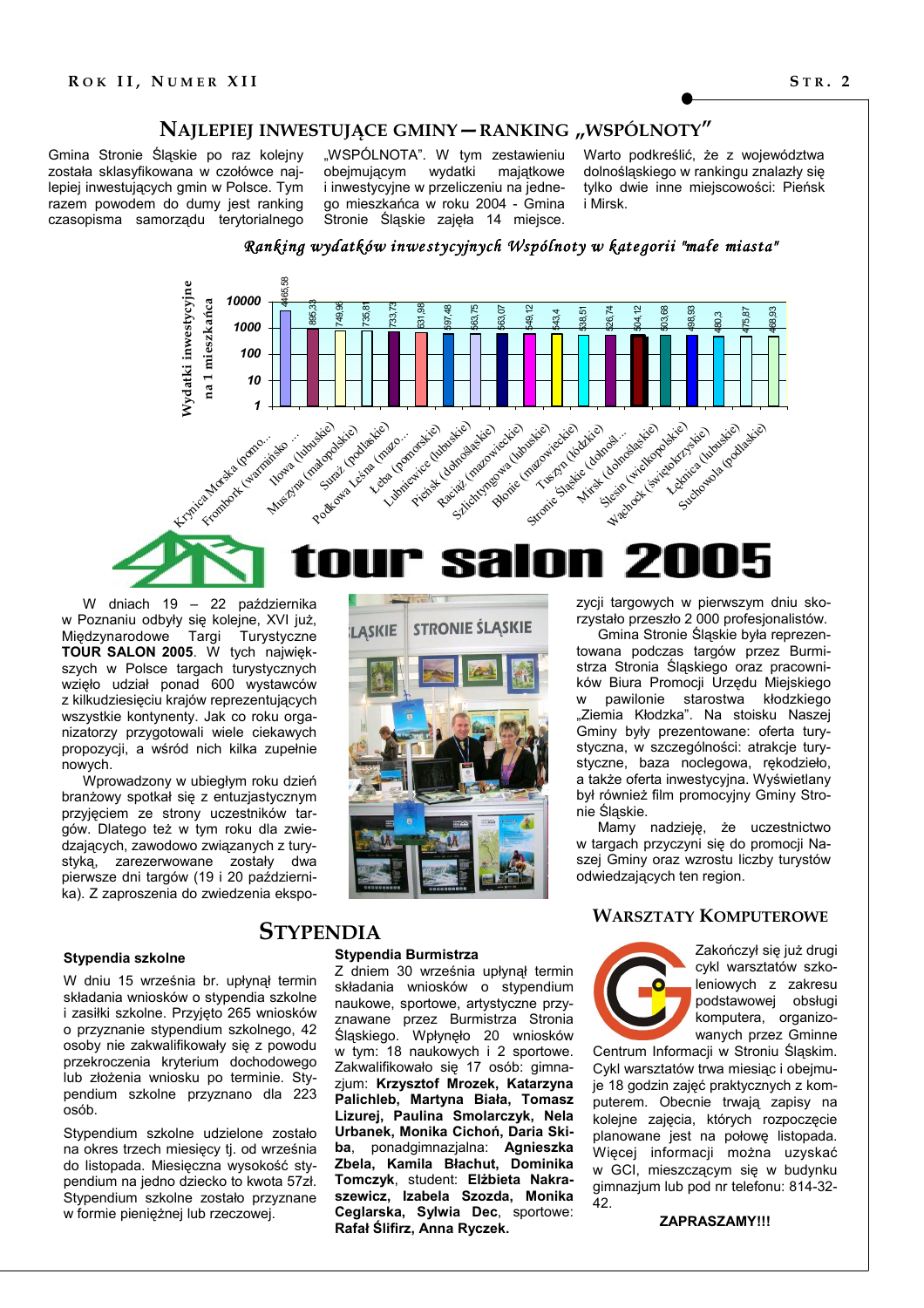## NAJLEPIEJ INWESTUJĄCE GMINY — RANKING „WSPÓLNOTY"

Gmina Stronie Śląskie po raz kolejny została sklasyfikowana w czołówce najlepiej inwestujących gmin w Polsce. Tym razem powodem do dumy jest ranking czasopisma samorządu terytorialnego „WSPÓLNOTA". W tym zestawieniu obejmującym wydatki majątkowe i inwestycyjne w przeliczeniu na jednego mieszkańca w roku 2004 - Gmina Stronie Śląskie zajęła 14 miejsce. Warto podkreślić, że z województwa dolnośląskiego w rankingu znalazły się tylko dwie inne miejscowości: Pieńsk i Mirsk.

*Ranking wydatków inwestycyjnych Wspólnoty w kategorii "małe miasta"*

| Gmina | Wydatki inwestycyjne na 1 mieszkańca |
|---|---|
| Krynica Morska (pomo... | 4465,58 |
| Frombork (warmińsko ... | 895,33 |
| Iłowa (lubuskie) | 749,96 |
| Muszyna (małopolskie) | 735,81 |
| Suraż (podlaskie) | 733,73 |
| Podkowa Leśna (mazo... | 631,98 |
| Łeba (pomorskie) | 597,48 |
| Lubniewice (lubuskie) | 563,75 |
| Pieńsk (dolnośląskie) | 563,07 |
| Raciąż (mazowieckie) | 549,12 |
| Szlichtyngowa (lubuskie) | 543,4 |
| Błonie (mazowieckie) | 538,51 |
| Tuszyn (łódzkie) | 526,74 |
| Stronie Śląskie (dolnośl... | 504,12 |
| Mirsk (dolnośląskie) | 503,68 |
| Ślesin (wielkopolskie) | 498,93 |
| Wąchock (świętokrzyskie) | 480,3 |
| Łęknica (lubuskie) | 475,87 |
| Suchowola (podlaskie) | 468,93 |

## tour salon 2005

W dniach 19 – 22 października w Poznaniu odbyły się kolejne, XVI już, Międzynarodowe Targi Turystyczne **TOUR SALON 2005**. W tych największych w Polsce targach turystycznych wzięło udział ponad 600 wystawców z kilkudziesięciu krajów reprezentujących wszystkie kontynenty. Jak co roku organizatorzy przygotowali wiele ciekawych propozycji, a wśród nich kilka zupełnie nowych.

Wprowadzony w ubiegłym roku dzień branżowy spotkał się z entuzjastycznym przyjęciem ze strony uczestników targów. Dlatego też w tym roku dla zwiedzających, zawodowo związanych z turystyką, zarezerwowane zostały dwa pierwsze dni targów (19 i 20 października). Z zaproszenia do zwiedzania ekspozycji targowych w pierwszym dniu skorzystało przeszło 2 000 profesjonalistów.

Gmina Stronie Śląskie była reprezentowana podczas targów przez Burmistrza Stronia Śląskiego oraz pracowników Biura Promocji Urzędu Miejskiego w pawilonie starostwa kłodzkiego „Ziemia Kłodzka". Na stoisku Naszej Gminy były prezentowane: oferta turystyczna, w szczególności: atrakcje turystyczne, baza noclegowa, rękodzieło, a także oferta inwestycyjna. Wyświetlany był również film promocyjny Gminy Stronie Śląskie.

Mamy nadzieję, że uczestnictwo w targach przyczyni się do promocji Naszej Gminy oraz wzrostu liczby turystów odwiedzających ten region.

## STYPENDIA

### Stypendia szkolne

W dniu 15 września br. upłynął termin składania wniosków o stypendia szkolne i zasiłki szkolne. Przyjęto 265 wniosków o przyznanie stypendium szkolnego, 42 osoby nie zakwalifikowały się z powodu przekroczenia kryterium dochodowego lub złożenia wniosku po terminie. Stypendium szkolne przyznano dla 223 osób.

Stypendium szkolne udzielone zostało na okres trzech miesięcy tj. od września do listopada. Miesięczna wysokość stypendium na jedno dziecko to kwota 57zł. Stypendium szkolne zostało przyznane w formie pieniężnej lub rzeczowej.

### Stypendia Burmistrza

Z dniem 30 września upłynął termin składania wniosków o stypendium naukowe, sportowe, artystyczne przyznawane przez Burmistrza Stronia Śląskiego. Wpłynęło 20 wniosków w tym: 18 naukowych i 2 sportowe. Zakwalifikowało się 17 osób: gimnazjum: **Krzysztof Mrozek, Katarzyna Palichleb, Martyna Biała, Tomasz Lizurej, Paulina Smolarczyk, Nela Urbanek, Monika Cichoń, Daria Skiba**, ponadgimnazjalna: **Agnieszka Zbela, Kamila Błachut, Dominika Tomczyk**, student: **Elżbieta Nakraszewicz, Izabela Szozda, Monika Ceglarska, Sylwia Dec**, sportowe: **Rafał Ślifirz, Anna Ryczek.**

## WARSZTATY KOMPUTEROWE

Zakończył się już drugi cykl warsztatów szkoleniowych z zakresu podstawowej obsługi komputera, organizowanych przez Gminne Centrum Informacji w Stroniu Śląskim. Cykl warsztatów trwa miesiąc i obejmuje 18 godzin zajęć praktycznych z komputerem. Obecnie trwają zapisy na kolejne zajęcia, których rozpoczęcie planowane jest na połowę listopada. Więcej informacji można uzyskać w GCI, mieszczącym się w budynku gimnazjum lub pod nr telefonu: 814-32-42.

**ZAPRASZAMY!!!**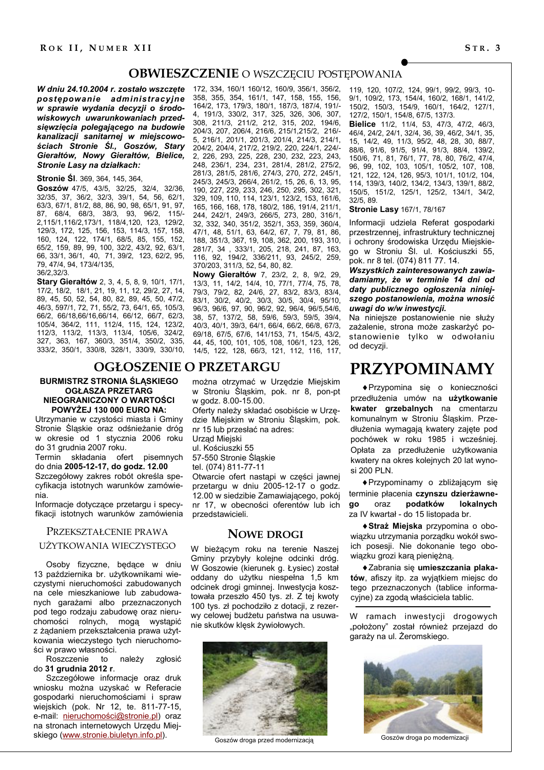## OBWIESZCZENIE O WSZCZĘCIU POSTĘPOWANIA

***W dniu 24.10.2004 r. zostało wszczęte postępowanie administracyjne w sprawie wydania decyzji o środowiskowych uwarunkowaniach przedsięwzięcia polegającego na budowie kanalizacji sanitarnej w miejscowościach Stronie Śl., Goszów, Stary Gierałtów, Nowy Gierałtów, Bielice, Stronie Lasy na działkach:***

**Stronie Śl**. 369, 364, 145, 364,

**Goszów** 47/5, 43/5, 32/25, 32/4, 32/36, 32/35, 37, 36/2, 32/3, 39/1, 54, 56, 62/1, 63/3, 67/1, 81/2, 88, 86, 90, 98, 65/1, 91, 97, 87, 68/4, 68/3, 38/3, 93, 96/2, 115/-2,115/1,116/2,173/1, 118/4,120, 123, 129/2, 129/3, 172, 125, 156, 153, 114/3, 157, 158, 160, 124, 122, 174/1, 68/5, 85, 155, 152, 65/2, 159, 89, 99, 100, 32/2, 43/2, 92, 63/1, 66, 33/1, 36/1, 40, 71, 39/2, 123, 62/2, 95, 79, 47/4, 94, 173/4/135, 36/2,32/3.

**Stary Gierałtów** 2, 3, 4, 5, 8, 9, 10/1, 17/1, 17/2, 18/2, 18/1, 21, 19, 11, 12, 29/2, 27, 14, 89, 45, 50, 52, 54, 80, 82, 89, 45, 50, 47/2, 46/3, 597/1, 72, 71, 55/2, 73, 64/1, 65, 105/3, 66/2, 66/18,66/16,66/14, 66/12, 66/7, 62/3, 105/4, 364/2, 111, 112/4, 115, 124, 123/2, 112/3, 113/2, 113/3, 113/4, 105/6, 324/2, 327, 363, 167, 360/3, 351/4, 350/2, 335, 333/2, 350/1, 330/8, 328/1, 330/9, 330/10, 172, 334, 160/1 160/12, 160/9, 356/1, 356/2, 358, 355, 354, 161/1, 147, 158, 155, 156, 164/2, 173, 179/3, 180/1, 187/3, 187/4, 191/-4, 191/3, 330/2, 317, 325, 326, 306, 307, 308, 211/3, 211/2, 212, 315, 202, 194/6, 204/3, 207, 206/4, 216/6, 215/1,215/2, 216/-5, 216/1, 201/1, 201/3, 201/4, 214/3, 214/1, 204/2, 204/4, 217/2, 219/2, 220, 224/1, 224/-2, 226, 293, 225, 228, 230, 232, 223, 243, 248, 236/1, 234, 231, 281/4, 281/2, 275/2, 281/3, 281/5, 281/6, 274/3, 270, 272, 245/1, 245/3, 245/3, 266/4, 261/2, 15, 26, 6, 13, 95, 190, 227, 229, 233, 246, 250, 295, 302, 321, 329, 109, 110, 114, 123/1, 123/2, 153, 161/6, 165, 166, 168, 178, 180/2, 186, 191/4, 211/1, 244, 242/1, 249/3, 266/5, 273, 280, 316/1, 32, 332, 340, 351/2, 352/1, 353, 359, 360/4, 47/1, 48, 51/1, 63, 64/2, 67, 7, 79, 81, 86, 188, 351/3, 367, 19, 108, 362, 200, 193, 310, 281/7, 34 , 333/1, 205, 218, 241, 87, 163, 116, 92, 194/2, 336/211, 93, 245/2, 259, 370/203, 311/3, 52, 54, 80, 82.

**Nowy Gierałtów** 7, 23/2, 2, 8, 9/2, 29, 13/3, 11, 14/2, 14/4, 10, 77/1, 77/4, 75, 78, 79/3, 79/2, 82, 24/6, 27, 83/2, 83/3, 83/4, 83/1, 30/2, 40/2, 30/3, 30/5, 30/4, 95/10, 96/3, 96/6, 97, 90, 96/2, 92, 96/4, 96/5,54/6, 38, 57, 137/2, 58, 59/6, 59/3, 59/5, 39/4, 40/3, 40/1, 39/3, 64/1, 66/4, 66/2, 66/8, 67/3, 69/18, 67/5, 67/6, 141/153, 71, 154/5, 43/2, 44, 45, 100, 101, 105, 108, 106/1, 123, 126, 14/5, 122, 128, 66/3, 121, 112, 116, 117, 119, 120, 107/2, 124, 99/1, 99/2, 99/3, 10-9/1, 109/2, 173, 154/4, 160/2, 168/1, 141/2, 150/2, 150/3, 154/9, 160/1, 164/2, 127/1, 127/2, 150/1, 154/8, 67/5, 137/3.

**Bielice** 11/2, 11/4, 53, 47/3, 47/2, 46/3, 46/4, 24/2, 24/1, 32/4, 36, 39, 46/2, 34/1, 35, 15, 14/2, 49, 11/3, 95/2, 48, 28, 30, 88/7, 88/6, 91/6, 91/5, 91/4, 91/3, 88/4, 139/2, 150/6, 71, 81, 76/1, 77, 78, 80, 76/2, 47/4, 96, 99, 102, 103, 105/1, 105/2, 107, 108, 121, 122, 124, 126, 95/3, 101/1, 101/2, 104, 114, 139/3, 140/2, 134/2, 134/3, 139/1, 88/2, 150/5, 151/2, 125/1, 125/2, 134/1, 34/2, 32/5, 89.

**Stronie Lasy** 167/1, 78/167

Informacji udziela Referat gospodarki przestrzennej, infrastruktury technicznej i ochrony środowiska Urzędu Miejskiego w Stroniu Śl. ul. Kościuszki 55, pok. nr 8 tel. (074) 811 77. 14.

***Wszystkich zainteresowanych zawiadamiamy, że w terminie 14 dni od daty publicznego ogłoszenia niniejszego postanowienia, można wnosić uwagi do w/w inwestycji.***

Na niniejsze postanowienie nie służy zażalenie, strona może zaskarżyć postanowienie tylko w odwołaniu od decyzji.

## OGŁOSZENIE O PRZETARGU

**BURMISTRZ STRONIA ŚLĄSKIEGO OGŁASZA PRZETARG NIEOGRANICZONY O WARTOŚCI POWYŻEJ 130 000 EURO NA:**

Utrzymanie w czystości miasta i Gminy Stronie Śląskie oraz odśnieżanie dróg w okresie od 1 stycznia 2006 roku do 31 grudnia 2007 roku.

Termin składania ofert pisemnych do dnia **2005-12-17, do godz. 12.00**

Szczegółowy zakres robót określa specyfikacja istotnych warunków zamówienia.

Informacje dotyczące przetargu i specyfikacji istotnych warunków zamówienia można otrzymać w Urzędzie Miejskim w Stroniu Śląskim, pok. nr 8, pon-pt w godz. 8.00-15.00.

Oferty należy składać osobiście w Urzędzie Miejskim w Stroniu Śląskim, pok. nr 15 lub przesłać na adres:

Urząd Miejski  
ul. Kościuszki 55  
57-550 Stronie Śląskie  
tel. (074) 811-77-11

Otwarcie ofert nastąpi w części jawnej przetargu w dniu 2005-12-17 o godz. 12.00 w siedzibie Zamawiającego, pokój nr 17, w obecności oferentów lub ich przedstawicieli.

## PRZEKSZTAŁCENIE PRAWA UŻYTKOWANIA WIECZYSTEGO

Osoby fizyczne, będące w dniu 13 października br. użytkownikami wieczystymi nieruchomości zabudowanych na cele mieszkaniowe lub zabudowanych garażami albo przeznaczonych pod tego rodzaju zabudowę oraz nieruchomości rolnych, mogą wystąpić z żądaniem przekształcenia prawa użytkowania wieczystego tych nieruchomości w prawo własności.

Roszczenie to należy zgłosić do **31 grudnia 2012 r**.

Szczegółowe informacje oraz druk wniosku można uzyskać w Referacie gospodarki nieruchomościami i spraw wiejskich (pok. Nr 12, te. 811-77-15, e-mail: nieruchomości@stronie.pl) oraz na stronach internetowych Urzędu Miejskiego (www.stronie.biuletyn.info.pl).

## NOWE DROGI

W bieżącym roku na terenie Naszej Gminy przybyły kolejne odcinki dróg. W Goszowie (kierunek g. Łysiec) został oddany do użytku niespełna 1,5 km odcinek drogi gminnej. Inwestycja kosztowała przeszło 450 tys. zł. Z tej kwoty 100 tys. zł pochodziło z dotacji, z rezerwy celowej budżetu państwa na usuwanie skutków klęsk żywiołowych.

Goszów droga przed modernizacją

## PRZYPOMINAMY

♦Przypomina się o konieczności przedłużenia umów na **użytkowanie kwater grzebalnych** na cmentarzu komunalnym w Stroniu Śląskim. Przedłużenia wymagają kwatery zajęte pod pochówek w roku 1985 i wcześniej. Opłata za przedłużenie użytkowania kwatery na okres kolejnych 20 lat wynosi 200 PLN.

♦Przypominamy o zbliżającym się terminie płacenia **czynszu dzierżawnego** oraz **podatków lokalnych** za IV kwartał - do 15 listopada br.

♦**Straż Miejska** przypomina o obowiązku utrzymania porządku wokół swoich posesji. Nie dokonanie tego obowiązku grozi karą pieniężną.

♦Zabrania się **umieszczania plakatów**, afiszy itp. za wyjątkiem miejsc do tego przeznaczonych (tablice informacyjne) za zgodą właściciela tablic.

W ramach inwestycji drogowych „położony" został również przejazd do garaży na ul. Żeromskiego.

Goszów droga po modernizacji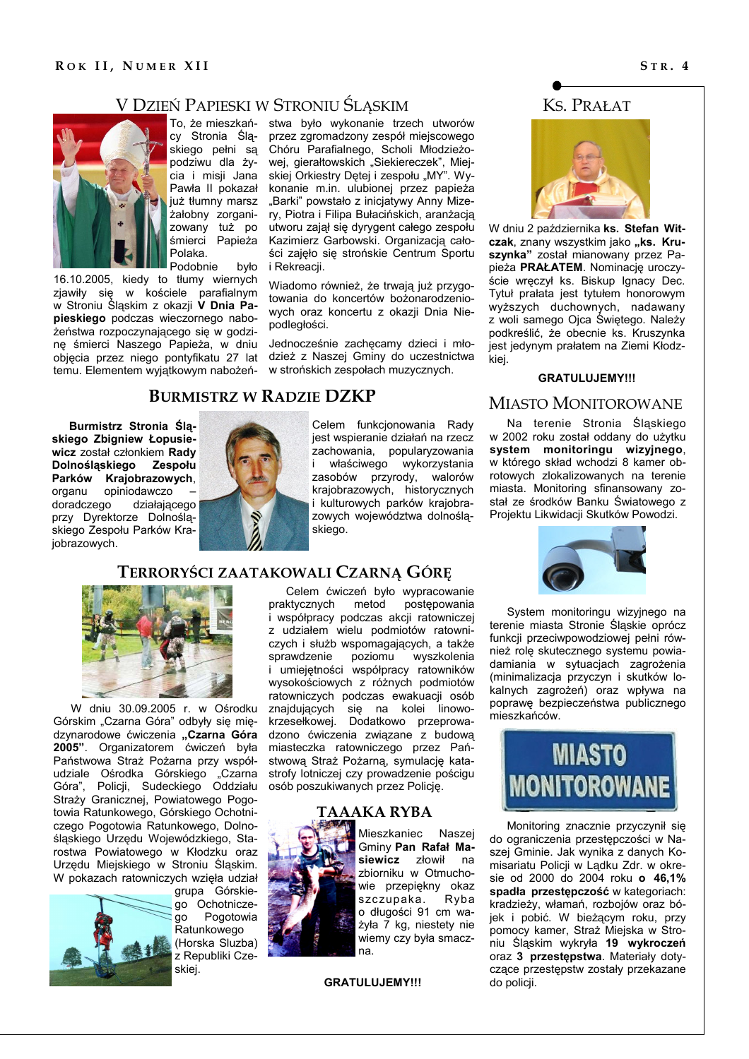## V Dzień Papieski w Stroniu Śląskim

To, że mieszkańcy Stronia Śląskiego pełni są podziwu dla życia i misji Jana Pawła II pokazał już tłumny marsz żałobny zorganizowany tuż po śmierci Papieża Polaka.

Podobnie było 16.10.2005, kiedy to tłumy wiernych zjawiły się w kościele parafialnym w Stroniu Śląskim z okazji **V Dnia Papieskiego** podczas wieczornego nabożeństwa rozpoczynającego się w godzinę śmierci Naszego Papieża, w dniu objęcia przez niego pontyfikatu 27 lat temu. Elementem wyjątkowym nabożeństwa było wykonanie trzech utworów przez zgromadzony zespół miejscowego Chóru Parafialnego, Scholi Młodzieżowej, gierałtowskich „Siekiereczek", Miejskiej Orkiestry Dętej i zespołu „MY". Wykonanie m.in. ulubionej przez papieża „Barki" powstało z inicjatywy Anny Mizery, Piotra i Filipa Bułacińskich, aranżacją utworu zajął się dyrygent całego zespołu Kazimierz Garbowski. Organizacją całości zajęło się strońskie Centrum Sportu i Rekreacji.

Wiadomo również, że trwają już przygotowania do koncertów bożonarodzeniowych oraz koncertu z okazji Dnia Niepodległości.

Jednocześnie zachęcamy dzieci i młodzież z Naszej Gminy do uczestnictwa w strońskich zespołach muzycznych.

## Burmistrz w Radzie DZKP

**Burmistrz Stronia Śląskiego Zbigniew Łopusiewicz** został członkiem **Rady Dolnośląskiego Zespołu Parków Krajobrazowych**, organu opiniodawczo – doradczego działającego przy Dyrektorze Dolnośląskiego Zespołu Parków Krajobrazowych.

Celem funkcjonowania Rady jest wspieranie działań na rzecz zachowania, popularyzowania i właściwego wykorzystania zasobów przyrody, walorów krajobrazowych, historycznych i kulturowych parków krajobrazowych województwa dolnośląskiego.

## Terroryści zaatakowali Czarną Górę

W dniu 30.09.2005 r. w Ośrodku Górskim „Czarna Góra" odbyły się międzynarodowe ćwiczenia **„Czarna Góra 2005"**. Organizatorem ćwiczeń była Państwowa Straż Pożarna przy współudziale Ośrodka Górskiego „Czarna Góra", Policji, Sudeckiego Oddziału Straży Granicznej, Powiatowego Pogotowia Ratunkowego, Górskiego Ochotniczego Pogotowia Ratunkowego, Dolnośląskiego Urzędu Wojewódzkiego, Starostwa Powiatowego w Kłodzku oraz Urzędu Miejskiego w Stroniu Śląskim. W pokazach ratowniczych wzięła udział grupa Górskiego Ochotniczego Pogotowia Ratunkowego (Horska Sluzba) z Republiki Czeskiej.

Celem ćwiczeń było wypracowanie praktycznych metod postępowania i współpracy podczas akcji ratowniczej z udziałem wielu podmiotów ratowniczych i służb wspomagających, a także sprawdzenie poziomu wyszkolenia i umiejętności współpracy ratowników wysokościowych z różnych podmiotów ratowniczych podczas ewakuacji osób znajdujących się na kolei linowo-krzesełkowej. Dodatkowo przeprowadzono ćwiczenia związane z budową miasteczka ratowniczego przez Państwową Straż Pożarną, symulację katastrofy lotniczej czy prowadzenie pościgu osób poszukiwanych przez Policję.

## Taaaka ryba

Mieszkaniec Naszej Gminy **Pan Rafał Masiewicz** złowił na zbiorniku w Otmuchowie przepiękny okaz szczupaka. Ryba o długości 91 cm ważyła 7 kg, niestety nie wiemy czy była smaczna.

**GRATULUJEMY!!!**

## Ks. Prałat

W dniu 2 października **ks. Stefan Witczak**, znany wszystkim jako **„ks. Kruszynka"** został mianowany przez Papieża **PRAŁATEM**. Nominację uroczyście wręczył ks. Biskup Ignacy Dec. Tytuł prałata jest tytułem honorowym wyższych duchownych, nadawany z woli samego Ojca Świętego. Należy podkreślić, że obecnie ks. Kruszynka jest jedynym prałatem na Ziemi Kłodzkiej.

**GRATULUJEMY!!!**

## Miasto Monitorowane

Na terenie Stronia Śląskiego w 2002 roku został oddany do użytku **system monitoringu wizyjnego**, w którego skład wchodzi 8 kamer obrotowych zlokalizowanych na terenie miasta. Monitoring sfinansowany został ze środków Banku Światowego z Projektu Likwidacji Skutków Powodzi.

System monitoringu wizyjnego na terenie miasta Stronie Śląskie oprócz funkcji przeciwpowodziowej pełni również rolę skutecznego systemu powiadamiania w sytuacjach zagrożenia (minimalizacja przyczyn i skutków lokalnych zagrożeń) oraz wpływa na poprawę bezpieczeństwa publicznego mieszkańców.

MIASTO MONITOROWANE

Monitoring znacznie przyczynił się do ograniczenia przestępczości w Naszej Gminie. Jak wynika z danych Komisariatu Policji w Lądku Zdr. w okresie od 2000 do 2004 roku **o 46,1% spadła przestępczość** w kategoriach: kradzieży, włamań, rozbojów oraz bójek i pobić. W bieżącym roku, przy pomocy kamer, Straż Miejska w Stroniu Śląskim wykryła **19 wykroczeń** oraz **3 przestępstwa**. Materiały dotyczące przestępstw zostały przekazane do policji.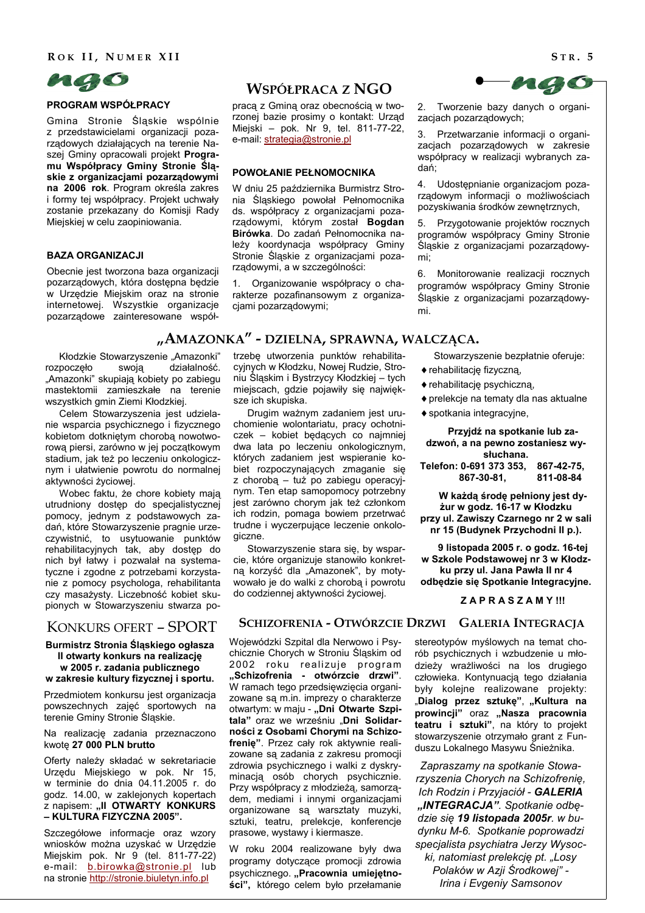# WSPÓŁPRACA Z NGO

### PROGRAM WSPÓŁPRACY

Gmina Stronie Śląskie wspólnie z przedstawicielami organizacji pozarządowych działających na terenie Naszej Gminy opracowali projekt **Programu Współpracy Gminy Stronie Śląskie z organizacjami pozarządowymi na 2006 rok**. Program określa zakres i formy tej współpracy. Projekt uchwały zostanie przekazany do Komisji Rady Miejskiej w celu zaopiniowania.

### BAZA ORGANIZACJI

Obecnie jest tworzona baza organizacji pozarządowych, która dostępna będzie w Urzędzie Miejskim oraz na stronie internetowej. Wszystkie organizacje pozarządowe zainteresowane współpracą z Gminą oraz obecnością w tworzonej bazie prosimy o kontakt: Urząd Miejski – pok. Nr 9, tel. 811-77-22, e-mail: strategia@stronie.pl

### POWOŁANIE PEŁNOMOCNIKA

W dniu 25 października Burmistrz Stronia Śląskiego powołał Pełnomocnika ds. współpracy z organizacjami pozarządowymi, którym został **Bogdan Birówka**. Do zadań Pełnomocnika należy koordynacja współpracy Gminy Stronie Śląskie z organizacjami pozarządowymi, a w szczególności:

1. Organizowanie współpracy o charakterze pozafinansowym z organizacjami pozarządowymi;
2. Tworzenie bazy danych o organizacjach pozarządowych;
3. Przetwarzanie informacji o organizacjach pozarządowych w zakresie współpracy w realizacji wybranych zadań;
4. Udostępnianie organizacjom pozarządowym informacji o możliwościach pozyskiwania środków zewnętrznych,
5. Przygotowanie projektów rocznych programów współpracy Gminy Stronie Śląskie z organizacjami pozarządowymi;
6. Monitorowanie realizacji rocznych programów współpracy Gminy Stronie Śląskie z organizacjami pozarządowymi.

# „AMAZONKA" - DZIELNA, SPRAWNA, WALCZĄCA.

Kłodzkie Stowarzyszenie „Amazonki" rozpoczęło swoją działalność. „Amazonki" skupiają kobiety po zabiegu mastektomii zamieszkałe na terenie wszystkich gmin Ziemi Kłodzkiej.

Celem Stowarzyszenia jest udzielanie wsparcia psychicznego i fizycznego kobietom dotkniętym chorobą nowotworową piersi, zarówno w jej początkowym stadium, jak też po leczeniu onkologicznym i ułatwienie powrotu do normalnej aktywności życiowej.

Wobec faktu, że chore kobiety mają utrudniony dostęp do specjalistycznej pomocy, jednym z podstawowych zadań, które Stowarzyszenie pragnie urzeczywistnić, to usytuowanie punktów rehabilitacyjnych tak, aby dostęp do nich był łatwy i pozwalał na systematyczne i zgodne z potrzebami korzystanie z pomocy psychologa, rehabilitanta czy masażysty. Liczebność kobiet skupionych w Stowarzyszeniu stwarza potrzebę utworzenia punktów rehabilitacyjnych w Kłodzku, Nowej Rudzie, Stroniu Śląskim i Bystrzycy Kłodzkiej – tych miejscach, gdzie pojawiły się największe ich skupiska.

Drugim ważnym zadaniem jest uruchomienie wolontariatu, pracy ochotniczek – kobiet będących co najmniej dwa lata po leczeniu onkologicznym, których zadaniem jest wspieranie kobiet rozpoczynających zmaganie się z chorobą – tuż po zabiegu operacyjnym. Ten etap samopomocy potrzebny jest zarówno chorym jak też członkom ich rodzin, pomaga bowiem przetrwać trudne i wyczerpujące leczenie onkologiczne.

Stowarzyszenie stara się, by wsparcie, które organizuje stanowiło konkretną korzyść dla „Amazonek", by motywowało je do walki z chorobą i powrotu do codziennej aktywności życiowej.

Stowarzyszenie bezpłatnie oferuje:

- rehabilitację fizyczną,
- rehabilitację psychiczną,
- prelekcje na tematy dla nas aktualne
- spotkania integracyjne,

**Przyjdź na spotkanie lub zadzwoń, a na pewno zostaniesz wysłuchana.**
**Telefon: 0-691 373 353, 867-42-75, 867-30-81, 811-08-84**

**W każdą środę pełniony jest dyżur w godz. 16-17 w Kłodzku przy ul. Zawiszy Czarnego nr 2 w sali nr 15 (Budynek Przychodni II p.).**

**9 listopada 2005 r. o godz. 16-tej w Szkole Podstawowej nr 3 w Kłodzku przy ul. Jana Pawła II nr 4 odbędzie się Spotkanie Integracyjne.**

**Z A P R A S Z A M Y !!!**

# KONKURS OFERT – SPORT

**Burmistrz Stronia Śląskiego ogłasza II otwarty konkurs na realizację w 2005 r. zadania publicznego w zakresie kultury fizycznej i sportu.**

Przedmiotem konkursu jest organizacja powszechnych zajęć sportowych na terenie Gminy Stronie Śląskie.

Na realizację zadania przeznaczono kwotę **27 000 PLN brutto**

Oferty należy składać w sekretariacie Urzędu Miejskiego w pok. Nr 15, w terminie do dnia 04.11.2005 r. do godz. 14.00, w zaklejonych kopertach z napisem: **„II OTWARTY KONKURS – KULTURA FIZYCZNA 2005".**

Szczegółowe informacje oraz wzory wniosków można uzyskać w Urzędzie Miejskim pok. Nr 9 (tel. 811-77-22) e-mail: b.birowka@stronie.pl lub na stronie http://stronie.biuletyn.info.pl

# SCHIZOFRENIA - OTWÓRZCIE DRZWI — GALERIA INTEGRACJA

Wojewódzki Szpital dla Nerwowo i Psychicznie Chorych w Stroniu Śląskim od 2002 roku realizuje program **„Schizofrenia - otwórzcie drzwi"**. W ramach tego przedsięwzięcia organizowane są m.in. imprezy o charakterze otwartym: w maju - **„Dni Otwarte Szpitala"** oraz we wrześniu **„Dni Solidarności z Osobami Chorymi na Schizofrenię"**. Przez cały rok aktywnie realizowane są zadania z zakresu promocji zdrowia psychicznego i walki z dyskryminacją osób chorych psychicznie. Przy współpracy z młodzieżą, samorządem, mediami i innymi organizacjami organizowane są warsztaty muzyki, sztuki, teatru, prelekcje, konferencje prasowe, wystawy i kiermasze.

W roku 2004 realizowane były dwa programy dotyczące promocji zdrowia psychicznego. **„Pracownia umiejętności",** którego celem było przełamanie stereotypów myślowych na temat chorób psychicznych i wzbudzenie u młodzieży wrażliwości na los drugiego człowieka. Kontynuacją tego działania były kolejne realizowane projekty: **„Dialog przez sztukę"**, **„Kultura na prowincji"** oraz **„Nasza pracownia teatru i sztuki"**, na który to projekt stowarzyszenie otrzymało grant z Funduszu Lokalnego Masywu Śnieżnika.

*Zapraszamy na spotkanie Stowarzyszenia Chorych na Schizofrenię, Ich Rodzin i Przyjaciół - **GALERIA „INTEGRACJA"**. Spotkanie odbędzie się **19 listopada 2005r**. w budynku M-6. Spotkanie poprowadzi specjalista psychiatra Jerzy Wysocki, natomiast prelekcję pt. „Losy Polaków w Azji Środkowej" - Irina i Evgeniy Samsonov*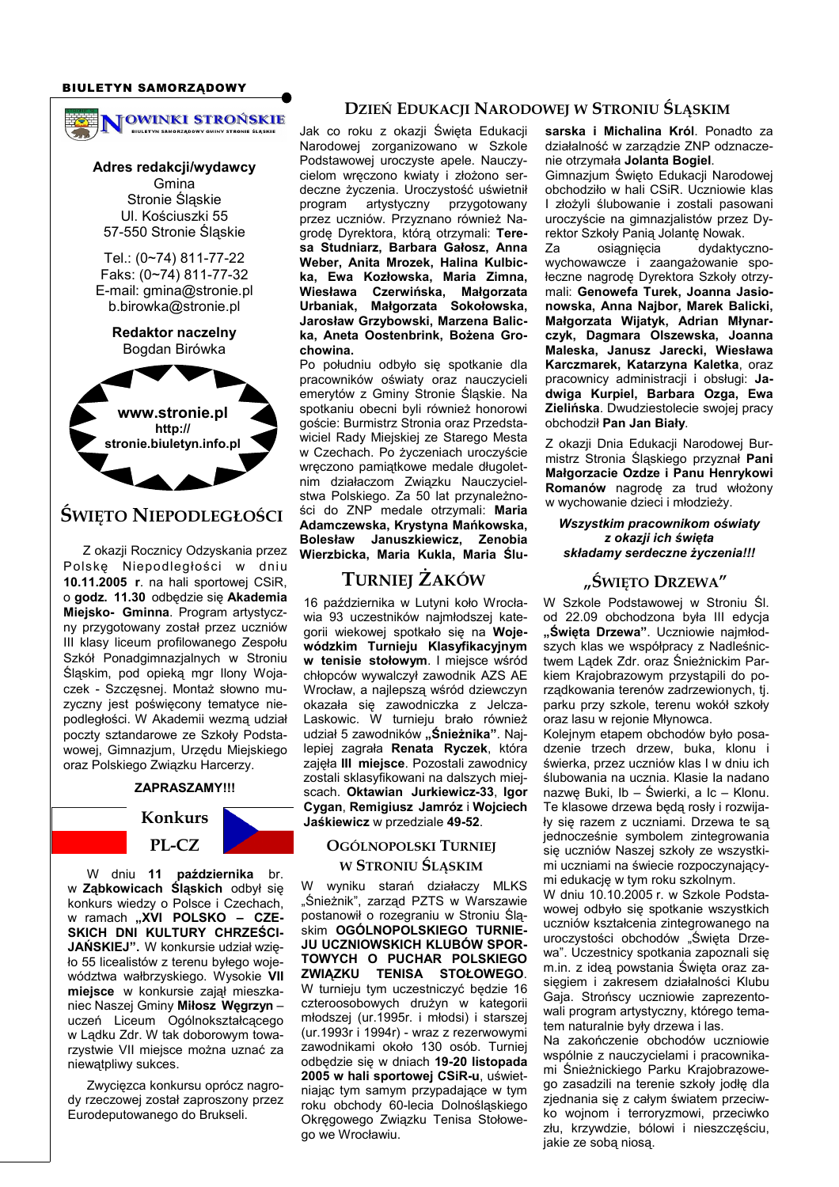**Adres redakcji/wydawcy**
Gmina
Stronie Śląskie
Ul. Kościuszki 55
57-550 Stronie Śląskie

Tel.: (0~74) 811-77-22
Faks: (0~74) 811-77-32
E-mail: gmina@stronie.pl
b.birowka@stronie.pl

**Redaktor naczelny**
Bogdan Birówka

**www.stronie.pl**
**http://**
**stronie.biuletyn.info.pl**

## ŚWIĘTO NIEPODLEGŁOŚCI

Z okazji Rocznicy Odzyskania przez Polskę Niepodległości w dniu **10.11.2005 r**. na hali sportowej CSiR, o **godz. 11.30** odbędzie się **Akademia Miejsko- Gminna**. Program artystyczny przygotowany został przez uczniów III klasy liceum profilowanego Zespołu Szkół Ponadgimnazjalnych w Stroniu Śląskim, pod opieką mgr Ilony Wojaczek - Szczęsnej. Montaż słowno muzyczny jest poświęcony tematyce niepodległości. W Akademii wezmą udział poczty sztandarowe ze Szkoły Podstawowej, Gimnazjum, Urzędu Miejskiego oraz Polskiego Związku Harcerzy.

**ZAPRASZAMY!!!**

## Konkurs PL-CZ

W dniu **11 października** br. w **Ząbkowicach Śląskich** odbył się konkurs wiedzy o Polsce i Czechach, w ramach **„XVI POLSKO – CZESKICH DNI KULTURY CHRZEŚCIJAŃSKIEJ"**. W konkursie udział wzięło 55 licealistów z terenu byłego województwa wałbrzyskiego. Wysokie **VII miejsce** w konkursie zajął mieszkaniec Naszej Gminy **Miłosz Węgrzyn** – uczeń Liceum Ogólnokształcącego w Lądku Zdr. W tak doborowym towarzystwie VII miejsce można uznać za niewątpliwy sukces.

Zwycięzca konkursu oprócz nagrody rzeczowej został zaproszony przez Eurodeputowanego do Brukseli.

## DZIEŃ EDUKACJI NARODOWEJ W STRONIU ŚLĄSKIM

Jak co roku z okazji Święta Edukacji Narodowej zorganizowano w Szkole Podstawowej uroczyste apele. Nauczycielom wręczono kwiaty i złożono serdeczne życzenia. Uroczystość uświetnił program artystyczny przygotowany przez uczniów. Przyznano również Nagrodę Dyrektora, którą otrzymali: **Teresa Studniarz, Barbara Gałosz, Anna Weber, Anita Mrozek, Halina Kulbicka, Ewa Kozłowska, Maria Zimna, Wiesława Czerwińska, Małgorzata Urbaniak, Małgorzata Sokołowska, Jarosław Grzybowski, Marzena Balicka, Aneta Oostenbrink, Bożena Grochowina.**

Po południu odbyło się spotkanie dla pracowników oświaty oraz nauczycieli emerytów z Gminy Stronie Śląskie. Na spotkaniu obecni byli również honorowi goście: Burmistrz Stronia oraz Przedstawiciel Rady Miejskiej ze Starego Mesta w Czechach. Po życzeniach uroczyście wręczono pamiątkowe medale długoletnim działaczom Związku Nauczycielstwa Polskiego. Za 50 lat przynależności do ZNP medale otrzymali: **Maria Adamczewska, Krystyna Mańkowska, Bolesław Januszkiewicz, Zenobia Wierzbicka, Maria Kukla, Maria Ślusarska i Michalina Król**. Ponadto za działalność w zarządzie ZNP odznaczenie otrzymała **Jolanta Bogiel**.

Gimnazjum Święto Edukacji Narodowej obchodziło w hali CSiR. Uczniowie klas I złożyli ślubowanie i zostali pasowani uroczyście na gimnazjalistów przez Dyrektor Szkoły Panią Jolantę Nowak.

Za osiągnięcia dydaktyczno-wychowawcze i zaangażowanie społeczne nagrodę Dyrektora Szkoły otrzymali: **Genowefa Turek, Joanna Jasionowska, Anna Najbor, Marek Balicki, Małgorzata Wijatyk, Adrian Młynarczyk, Dagmara Olszewska, Joanna Maleska, Janusz Jarecki, Wiesława Karczmarek, Katarzyna Kaletka**, oraz pracownicy administracji i obsługi: **Jadwiga Kurpiel, Barbara Ozga, Ewa Zielińska**. Dwudziestolecie swojej pracy obchodził **Pan Jan Biały**.

Z okazji Dnia Edukacji Narodowej Burmistrz Stronia Śląskiego przyznał **Pani Małgorzacie Ozdze i Panu Henrykowi Romanów** nagrodę za trud włożony w wychowanie dzieci i młodzieży.

***Wszystkim pracownikom oświaty z okazji ich święta składamy serdeczne życzenia!!!***

## TURNIEJ ŻAKÓW

16 października w Lutyni koło Wrocławia 93 uczestników najmłodszej kategorii wiekowej spotkało się na **Wojewódzkim Turnieju Klasyfikacyjnym w tenisie stołowym**. I miejsce wśród chłopców wywalczył zawodnik AZS AE Wrocław, a najlepszą wśród dziewczyn okazała się zawodniczka z Jelcza-Laskowic. W turnieju brało również udział 5 zawodników **„Śnieżnika"**. Najlepiej zagrała **Renata Ryczek**, która zajęła **III miejsce**. Pozostali zawodnicy zostali sklasyfikowani na dalszych miejscach. **Oktawian Jurkiewicz-33**, **Igor Cygan**, **Remigiusz Jamróz** i **Wojciech Jaśkiewicz** w przedziale **49-52**.

## OGÓLNOPOLSKI TURNIEJ W STRONIU ŚLĄSKIM

W wyniku starań działaczy MLKS „Śnieżnik", zarząd PZTS w Warszawie postanowił o rozegraniu w Stroniu Śląskim **OGÓLNOPOLSKIEGO TURNIEJU UCZNIOWSKICH KLUBÓW SPORTOWYCH O PUCHAR POLSKIEGO ZWIĄZKU TENISA STOŁOWEGO**. W turnieju tym uczestniczyć będzie 16 czteroosobowych drużyn w kategorii młodszej (ur.1995r. i młodsi) i starszej (ur.1993r i 1994r) - wraz z rezerwowymi zawodnikami około 130 osób. Turniej odbędzie się w dniach **19-20 listopada 2005 w hali sportowej CSiR-u**, uświetniając tym samym przypadające w tym roku obchody 60-lecia Dolnośląskiego Okręgowego Związku Tenisa Stołowego we Wrocławiu.

## „ŚWIĘTO DRZEWA"

W Szkole Podstawowej w Stroniu Śl. od 22.09 obchodzona była III edycja **„Święta Drzewa"**. Uczniowie najmłodszych klas we współpracy z Nadleśnictwem Lądek Zdr. oraz Śnieżnickim Parkiem Krajobrazowym przystąpili do porządkowania terenów zadrzewionych, tj. parku przy szkole, terenu wokół szkoły oraz lasu w rejonie Młynowca.

Kolejnym etapem obchodów było posadzenie trzech drzew, buka, klonu i świerka, przez uczniów klas I w dniu ich ślubowania na ucznia. Klasie Ia nadano nazwę Buki, Ib – Świerki, a Ic – Klonu. Te klasowe drzewa będą rosły i rozwijały się razem z uczniami. Drzewa te są jednocześnie symbolem zintegrowania się uczniów Naszej szkoły ze wszystkimi uczniami na świecie rozpoczynającymi edukację w tym roku szkolnym.

W dniu 10.10.2005 r. w Szkole Podstawowej odbyło się spotkanie wszystkich uczniów kształcenia zintegrowanego na uroczystości obchodów „Święta Drzewa". Uczestnicy spotkania zapoznali się m.in. z ideą powstania Święta oraz zasięgiem i zakresem działalności Klubu Gaja. Strońscy uczniowie zaprezentowali program artystyczny, którego tematem naturalnie były drzewa i las.

Na zakończenie obchodów uczniowie wspólnie z nauczycielami i pracownikami Śnieżnickiego Parku Krajobrazowego zasadzili na terenie szkoły jodłę dla zjednania się z całym światem przeciwko wojnom i terroryzmowi, przeciwko złu, krzywdzie, bólowi i nieszczęściu, jakie ze sobą niosą.